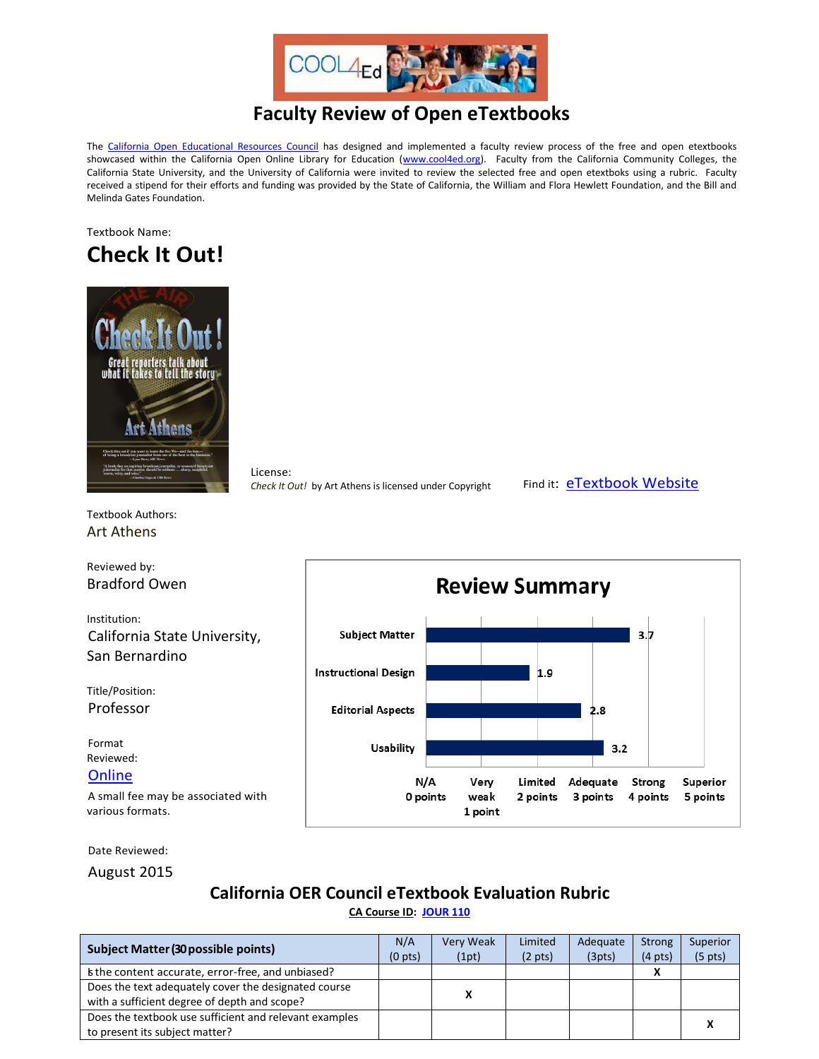# Faculty Review of Open eTextbooks

The California Open Educational Resources Council has designed and implemented a faculty review process of the free and open etextbooks showcased within the California Open Online Library for Education (www.cool4ed.org). Faculty from the California Community Colleges, the California State University, and the University of California were invited to review the selected free and open etextboks using a rubric. Faculty received a stipend for their efforts and funding was provided by the State of California, the William and Flora Hewlett Foundation, and the Bill and Melinda Gates Foundation.

Textbook Name:

## Check It Out!

License:
*Check It Out!* by Art Athens is licensed under Copyright

Find it: eTextbook Website

Textbook Authors:
Art Athens

Reviewed by:
Bradford Owen

Institution:
California State University, San Bernardino

Title/Position:
Professor

Format Reviewed:
Online

A small fee may be associated with various formats.

**Review Summary**

| Category | Score |
|---|---|
| Subject Matter | 3.7 |
| Instructional Design | 1.9 |
| Editorial Aspects | 2.8 |
| Usability | 3.2 |

Scale: N/A 0 points; Very weak 1 point; Limited 2 points; Adequate 3 points; Strong 4 points; Superior 5 points

Date Reviewed:
August 2015

## California OER Council eTextbook Evaluation Rubric

**CA Course ID: JOUR 110**

| Subject Matter (30 possible points) | N/A (0 pts) | Very Weak (1pt) | Limited (2 pts) | Adequate (3pts) | Strong (4 pts) | Superior (5 pts) |
|---|---|---|---|---|---|---|
| Is the content accurate, error-free, and unbiased? | | | | | X | |
| Does the text adequately cover the designated course with a sufficient degree of depth and scope? | | X | | | | |
| Does the textbook use sufficient and relevant examples to present its subject matter? | | | | | | X |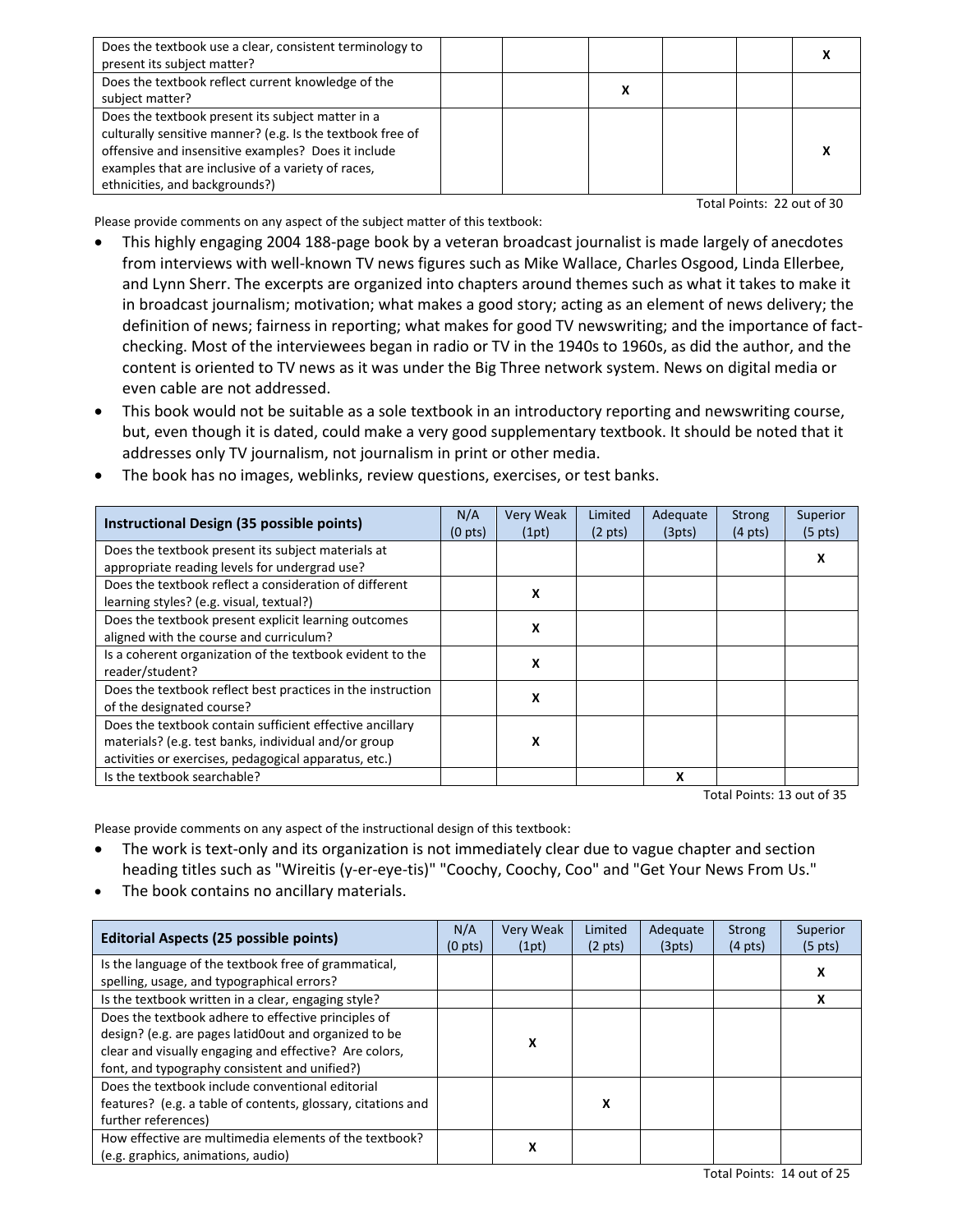| | | | | | | |
|---|---|---|---|---|---|---|
| Does the textbook use a clear, consistent terminology to present its subject matter? | | | | | | X |
| Does the textbook reflect current knowledge of the subject matter? | | | X | | | |
| Does the textbook present its subject matter in a culturally sensitive manner? (e.g. Is the textbook free of offensive and insensitive examples? Does it include examples that are inclusive of a variety of races, ethnicities, and backgrounds?) | | | | | | X |

Total Points: 22 out of 30

Please provide comments on any aspect of the subject matter of this textbook:

- This highly engaging 2004 188-page book by a veteran broadcast journalist is made largely of anecdotes from interviews with well-known TV news figures such as Mike Wallace, Charles Osgood, Linda Ellerbee, and Lynn Sherr. The excerpts are organized into chapters around themes such as what it takes to make it in broadcast journalism; motivation; what makes a good story; acting as an element of news delivery; the definition of news; fairness in reporting; what makes for good TV newswriting; and the importance of fact-checking. Most of the interviewees began in radio or TV in the 1940s to 1960s, as did the author, and the content is oriented to TV news as it was under the Big Three network system. News on digital media or even cable are not addressed.
- This book would not be suitable as a sole textbook in an introductory reporting and newswriting course, but, even though it is dated, could make a very good supplementary textbook. It should be noted that it addresses only TV journalism, not journalism in print or other media.
- The book has no images, weblinks, review questions, exercises, or test banks.

| Instructional Design (35 possible points) | N/A (0 pts) | Very Weak (1pt) | Limited (2 pts) | Adequate (3pts) | Strong (4 pts) | Superior (5 pts) |
|---|---|---|---|---|---|---|
| Does the textbook present its subject materials at appropriate reading levels for undergrad use? | | | | | | X |
| Does the textbook reflect a consideration of different learning styles? (e.g. visual, textual?) | | X | | | | |
| Does the textbook present explicit learning outcomes aligned with the course and curriculum? | | X | | | | |
| Is a coherent organization of the textbook evident to the reader/student? | | X | | | | |
| Does the textbook reflect best practices in the instruction of the designated course? | | X | | | | |
| Does the textbook contain sufficient effective ancillary materials? (e.g. test banks, individual and/or group activities or exercises, pedagogical apparatus, etc.) | | X | | | | |
| Is the textbook searchable? | | | | X | | |

Total Points: 13 out of 35

Please provide comments on any aspect of the instructional design of this textbook:

- The work is text-only and its organization is not immediately clear due to vague chapter and section heading titles such as "Wireitis (y-er-eye-tis)" "Coochy, Coochy, Coo" and "Get Your News From Us."
- The book contains no ancillary materials.

| Editorial Aspects (25 possible points) | N/A (0 pts) | Very Weak (1pt) | Limited (2 pts) | Adequate (3pts) | Strong (4 pts) | Superior (5 pts) |
|---|---|---|---|---|---|---|
| Is the language of the textbook free of grammatical, spelling, usage, and typographical errors? | | | | | | X |
| Is the textbook written in a clear, engaging style? | | | | | | X |
| Does the textbook adhere to effective principles of design? (e.g. are pages latid0out and organized to be clear and visually engaging and effective? Are colors, font, and typography consistent and unified?) | | X | | | | |
| Does the textbook include conventional editorial features? (e.g. a table of contents, glossary, citations and further references) | | | X | | | |
| How effective are multimedia elements of the textbook? (e.g. graphics, animations, audio) | | X | | | | |

Total Points: 14 out of 25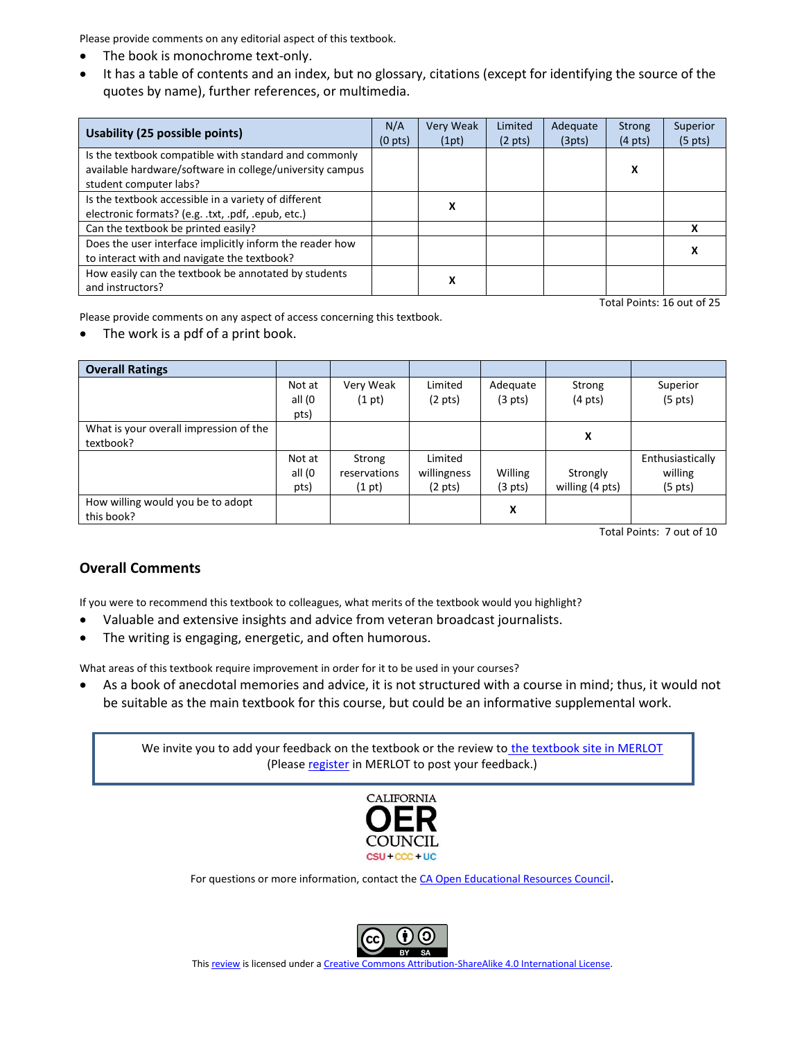Please provide comments on any editorial aspect of this textbook.

- The book is monochrome text-only.
- It has a table of contents and an index, but no glossary, citations (except for identifying the source of the quotes by name), further references, or multimedia.

| Usability (25 possible points) | N/A (0 pts) | Very Weak (1pt) | Limited (2 pts) | Adequate (3pts) | Strong (4 pts) | Superior (5 pts) |
|---|---|---|---|---|---|---|
| Is the textbook compatible with standard and commonly available hardware/software in college/university campus student computer labs? | | | | | X | |
| Is the textbook accessible in a variety of different electronic formats? (e.g. .txt, .pdf, .epub, etc.) | | X | | | | |
| Can the textbook be printed easily? | | | | | | X |
| Does the user interface implicitly inform the reader how to interact with and navigate the textbook? | | | | | | X |
| How easily can the textbook be annotated by students and instructors? | | X | | | | |

Total Points: 16 out of 25

Please provide comments on any aspect of access concerning this textbook.

- The work is a pdf of a print book.

| Overall Ratings | | | | | | |
|---|---|---|---|---|---|---|
| | Not at all (0 pts) | Very Weak (1 pt) | Limited (2 pts) | Adequate (3 pts) | Strong (4 pts) | Superior (5 pts) |
| What is your overall impression of the textbook? | | | | | X | |
| | Not at all (0 pts) | Strong reservations (1 pt) | Limited willingness (2 pts) | Willing (3 pts) | Strongly willing (4 pts) | Enthusiastically willing (5 pts) |
| How willing would you be to adopt this book? | | | | X | | |

Total Points: 7 out of 10

## Overall Comments

If you were to recommend this textbook to colleagues, what merits of the textbook would you highlight?

- Valuable and extensive insights and advice from veteran broadcast journalists.
- The writing is engaging, energetic, and often humorous.

What areas of this textbook require improvement in order for it to be used in your courses?

- As a book of anecdotal memories and advice, it is not structured with a course in mind; thus, it would not be suitable as the main textbook for this course, but could be an informative supplemental work.

We invite you to add your feedback on the textbook or the review to the textbook site in MERLOT (Please register in MERLOT to post your feedback.)

CALIFORNIA OER COUNCIL
CSU + CCC + UC

For questions or more information, contact the CA Open Educational Resources Council.

This review is licensed under a Creative Commons Attribution-ShareAlike 4.0 International License.